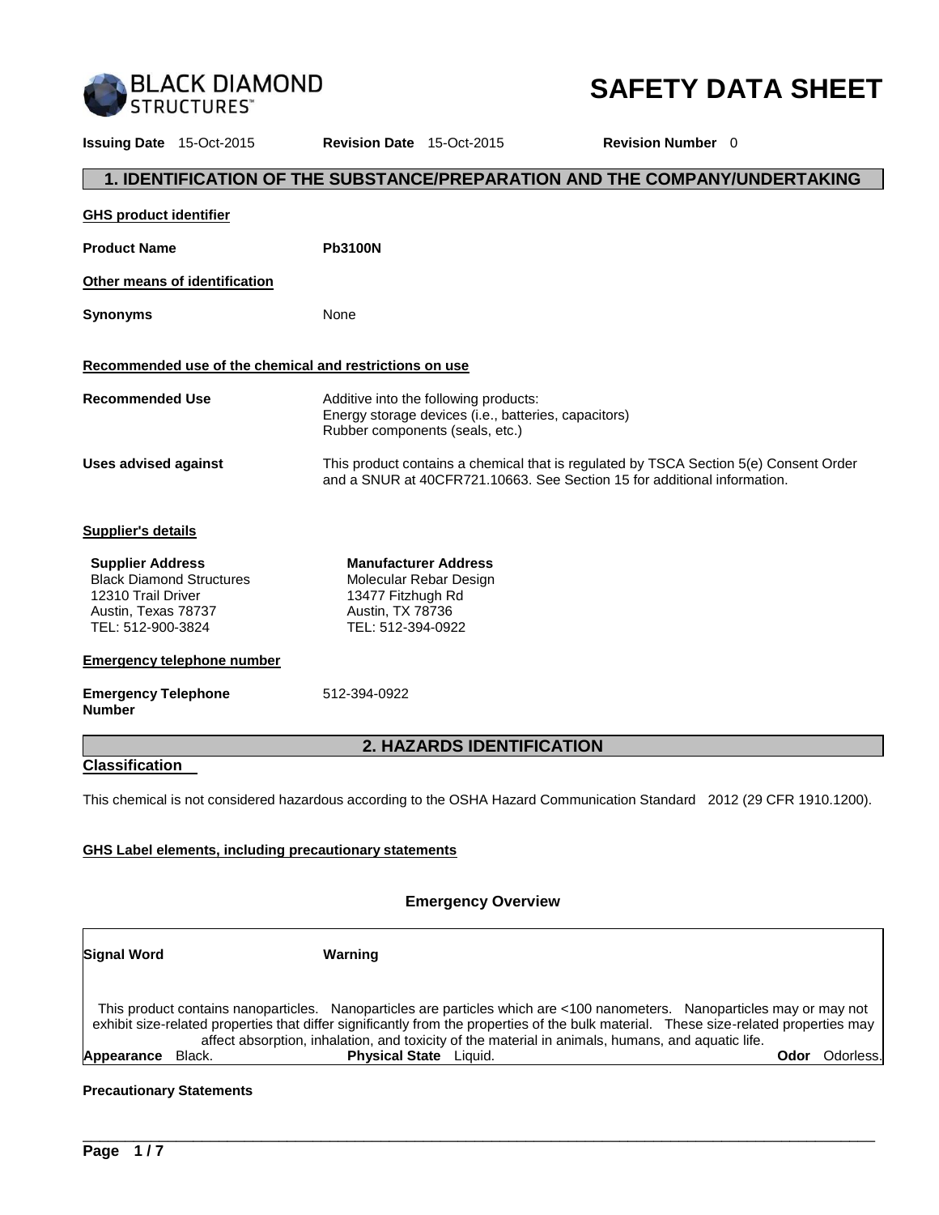BLACK DIAMOND STRUCTURES™

# SAFETY DATA SHEET

**Issuing Date** 15-Oct-2015 **Revision Date** 15-Oct-2015 **Revision Number** 0

## 1. IDENTIFICATION OF THE SUBSTANCE/PREPARATION AND THE COMPANY/UNDERTAKING

**GHS product identifier**

**Product Name** **Pb3100N**

**Other means of identification**

**Synonyms** None

**Recommended use of the chemical and restrictions on use**

**Recommended Use** Additive into the following products:
Energy storage devices (i.e., batteries, capacitors)
Rubber components (seals, etc.)

**Uses advised against** This product contains a chemical that is regulated by TSCA Section 5(e) Consent Order and a SNUR at 40CFR721.10663. See Section 15 for additional information.

**Supplier's details**

| **Supplier Address** | **Manufacturer Address** |
|---|---|
| Black Diamond Structures | Molecular Rebar Design |
| 12310 Trail Driver | 13477 Fitzhugh Rd |
| Austin, Texas 78737 | Austin, TX 78736 |
| TEL: 512-900-3824 | TEL: 512-394-0922 |

**Emergency telephone number**

**Emergency Telephone Number** 512-394-0922

## 2. HAZARDS IDENTIFICATION

**Classification**

This chemical is not considered hazardous according to the OSHA Hazard Communication Standard 2012 (29 CFR 1910.1200).

**GHS Label elements, including precautionary statements**

**Emergency Overview**

**Signal Word** **Warning**

This product contains nanoparticles. Nanoparticles are particles which are <100 nanometers. Nanoparticles may or may not exhibit size-related properties that differ significantly from the properties of the bulk material. These size-related properties may affect absorption, inhalation, and toxicity of the material in animals, humans, and aquatic life.

**Appearance** Black. **Physical State** Liquid. **Odor** Odorless.

**Precautionary Statements**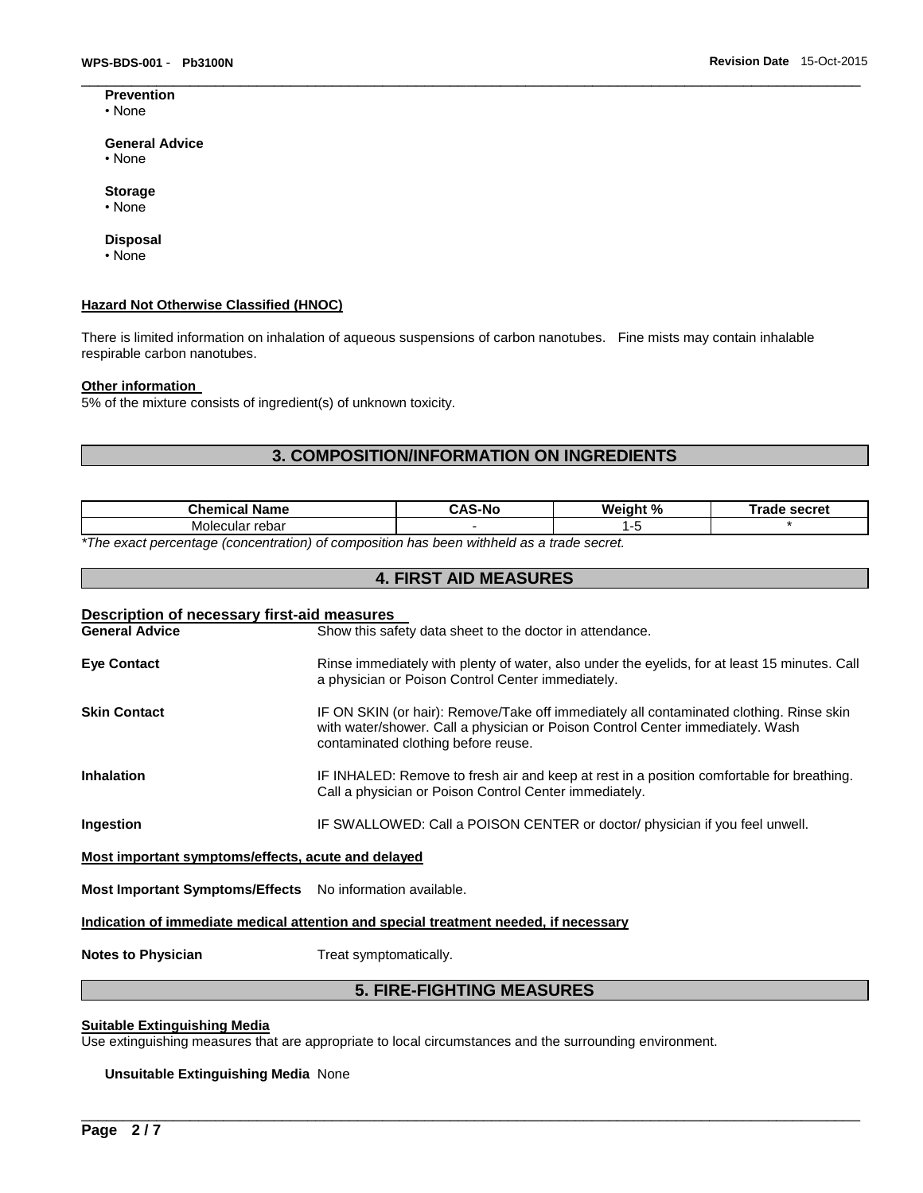**Prevention**
- None

**General Advice**
- None

**Storage**
- None

**Disposal**
- None

**Hazard Not Otherwise Classified (HNOC)**

There is limited information on inhalation of aqueous suspensions of carbon nanotubes. Fine mists may contain inhalable respirable carbon nanotubes.

**Other information**

5% of the mixture consists of ingredient(s) of unknown toxicity.

## 3. COMPOSITION/INFORMATION ON INGREDIENTS

| Chemical Name | CAS-No | Weight % | Trade secret |
|---|---|---|---|
| Molecular rebar | - | 1-5 | * |

*The exact percentage (concentration) of composition has been withheld as a trade secret.*

## 4. FIRST AID MEASURES

**Description of necessary first-aid measures**

**General Advice** Show this safety data sheet to the doctor in attendance.

**Eye Contact** Rinse immediately with plenty of water, also under the eyelids, for at least 15 minutes. Call a physician or Poison Control Center immediately.

**Skin Contact** IF ON SKIN (or hair): Remove/Take off immediately all contaminated clothing. Rinse skin with water/shower. Call a physician or Poison Control Center immediately. Wash contaminated clothing before reuse.

**Inhalation** IF INHALED: Remove to fresh air and keep at rest in a position comfortable for breathing. Call a physician or Poison Control Center immediately.

**Ingestion** IF SWALLOWED: Call a POISON CENTER or doctor/ physician if you feel unwell.

**Most important symptoms/effects, acute and delayed**

**Most Important Symptoms/Effects** No information available.

**Indication of immediate medical attention and special treatment needed, if necessary**

**Notes to Physician** Treat symptomatically.

## 5. FIRE-FIGHTING MEASURES

**Suitable Extinguishing Media**

Use extinguishing measures that are appropriate to local circumstances and the surrounding environment.

**Unsuitable Extinguishing Media** None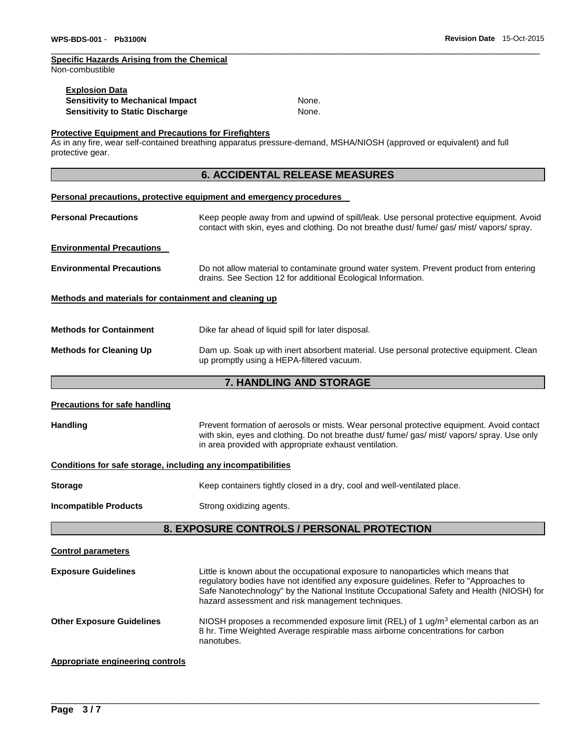**Specific Hazards Arising from the Chemical**

Non-combustible

**Explosion Data**

| | |
|---|---|
| **Sensitivity to Mechanical Impact** | None. |
| **Sensitivity to Static Discharge** | None. |

**Protective Equipment and Precautions for Firefighters**

As in any fire, wear self-contained breathing apparatus pressure-demand, MSHA/NIOSH (approved or equivalent) and full protective gear.

## 6. ACCIDENTAL RELEASE MEASURES

**Personal precautions, protective equipment and emergency procedures**

**Personal Precautions** Keep people away from and upwind of spill/leak. Use personal protective equipment. Avoid contact with skin, eyes and clothing. Do not breathe dust/ fume/ gas/ mist/ vapors/ spray.

**Environmental Precautions**

**Environmental Precautions** Do not allow material to contaminate ground water system. Prevent product from entering drains. See Section 12 for additional Ecological Information.

**Methods and materials for containment and cleaning up**

**Methods for Containment** Dike far ahead of liquid spill for later disposal.

**Methods for Cleaning Up** Dam up. Soak up with inert absorbent material. Use personal protective equipment. Clean up promptly using a HEPA-filtered vacuum.

## 7. HANDLING AND STORAGE

**Precautions for safe handling**

**Handling** Prevent formation of aerosols or mists. Wear personal protective equipment. Avoid contact with skin, eyes and clothing. Do not breathe dust/ fume/ gas/ mist/ vapors/ spray. Use only in area provided with appropriate exhaust ventilation.

**Conditions for safe storage, including any incompatibilities**

**Storage** Keep containers tightly closed in a dry, cool and well-ventilated place.

**Incompatible Products** Strong oxidizing agents.

## 8. EXPOSURE CONTROLS / PERSONAL PROTECTION

**Control parameters**

**Exposure Guidelines** Little is known about the occupational exposure to nanoparticles which means that regulatory bodies have not identified any exposure guidelines. Refer to "Approaches to Safe Nanotechnology" by the National Institute Occupational Safety and Health (NIOSH) for hazard assessment and risk management techniques.

**Other Exposure Guidelines** NIOSH proposes a recommended exposure limit (REL) of 1 ug/$m^3$ elemental carbon as an 8 hr. Time Weighted Average respirable mass airborne concentrations for carbon nanotubes.

**Appropriate engineering controls**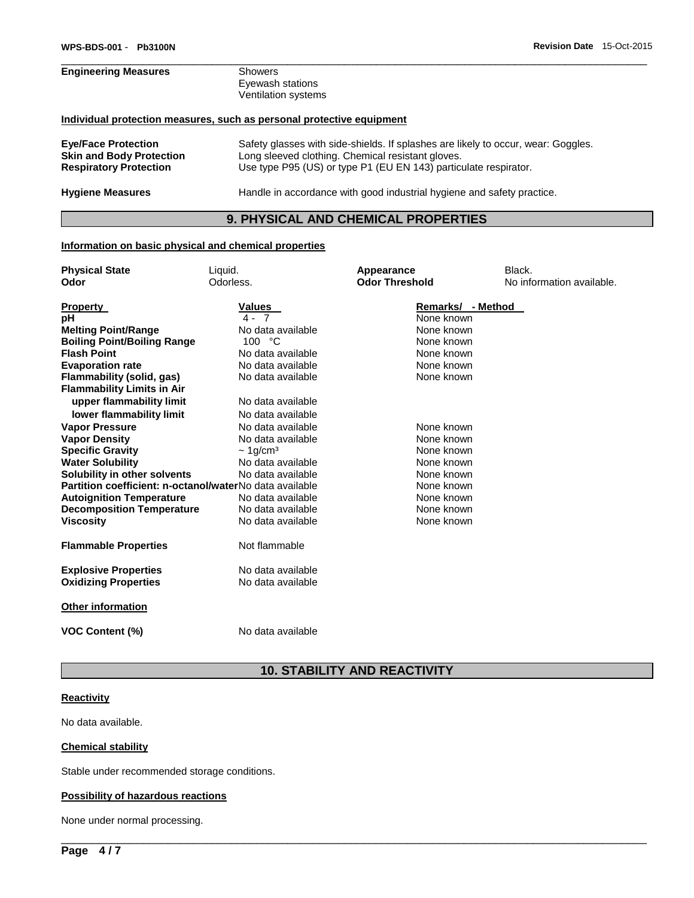| | |
|---|---|
| **Engineering Measures** | Showers<br>Eyewash stations<br>Ventilation systems |

**Individual protection measures, such as personal protective equipment**

| | |
|---|---|
| **Eye/Face Protection** | Safety glasses with side-shields. If splashes are likely to occur, wear: Goggles. |
| **Skin and Body Protection** | Long sleeved clothing. Chemical resistant gloves. |
| **Respiratory Protection** | Use type P95 (US) or type P1 (EU EN 143) particulate respirator. |
| **Hygiene Measures** | Handle in accordance with good industrial hygiene and safety practice. |

## 9. PHYSICAL AND CHEMICAL PROPERTIES

**Information on basic physical and chemical properties**

| | | | |
|---|---|---|---|
| **Physical State** | Liquid. | **Appearance** | Black. |
| **Odor** | Odorless. | **Odor Threshold** | No information available. |

| Property | Values | Remarks/ - Method |
|---|---|---|
| **pH** | 4 - 7 | None known |
| **Melting Point/Range** | No data available | None known |
| **Boiling Point/Boiling Range** | 100 °C | None known |
| **Flash Point** | No data available | None known |
| **Evaporation rate** | No data available | None known |
| **Flammability (solid, gas)** | No data available | None known |
| **Flammability Limits in Air** | | |
| **upper flammability limit** | No data available | |
| **lower flammability limit** | No data available | |
| **Vapor Pressure** | No data available | None known |
| **Vapor Density** | No data available | None known |
| **Specific Gravity** | ~ 1g/cm³ | None known |
| **Water Solubility** | No data available | None known |
| **Solubility in other solvents** | No data available | None known |
| **Partition coefficient: n-octanol/water** | No data available | None known |
| **Autoignition Temperature** | No data available | None known |
| **Decomposition Temperature** | No data available | None known |
| **Viscosity** | No data available | None known |
| **Flammable Properties** | Not flammable | |
| **Explosive Properties** | No data available | |
| **Oxidizing Properties** | No data available | |

**Other information**

| | |
|---|---|
| **VOC Content (%)** | No data available |

## 10. STABILITY AND REACTIVITY

**Reactivity**

No data available.

**Chemical stability**

Stable under recommended storage conditions.

**Possibility of hazardous reactions**

None under normal processing.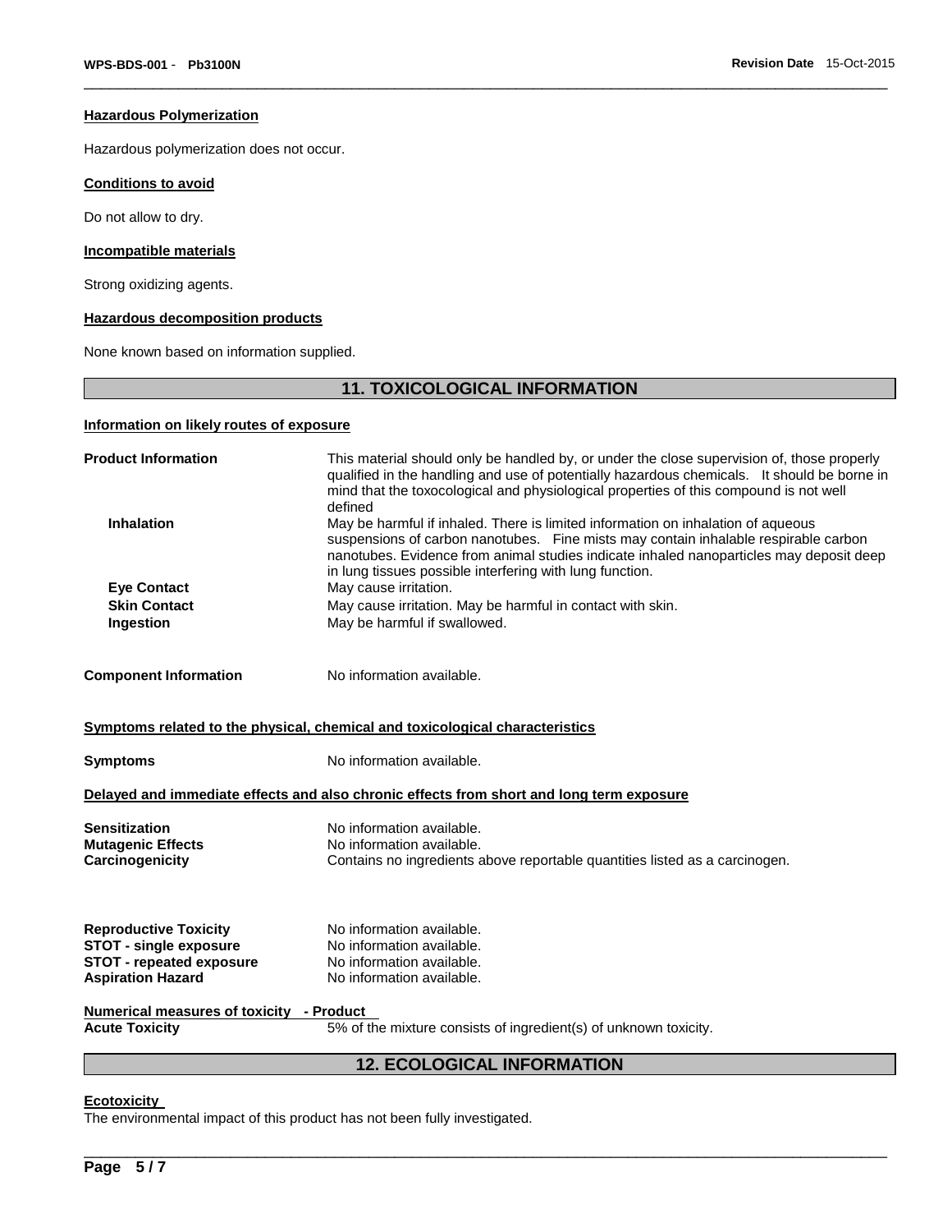#### Hazardous Polymerization

Hazardous polymerization does not occur.

#### Conditions to avoid

Do not allow to dry.

#### Incompatible materials

Strong oxidizing agents.

#### Hazardous decomposition products

None known based on information supplied.

## 11. TOXICOLOGICAL INFORMATION

#### Information on likely routes of exposure

**Product Information** — This material should only be handled by, or under the close supervision of, those properly qualified in the handling and use of potentially hazardous chemicals. It should be borne in mind that the toxocological and physiological properties of this compound is not well defined

**Inhalation** — May be harmful if inhaled. There is limited information on inhalation of aqueous suspensions of carbon nanotubes. Fine mists may contain inhalable respirable carbon nanotubes. Evidence from animal studies indicate inhaled nanoparticles may deposit deep in lung tissues possible interfering with lung function.

**Eye Contact** — May cause irritation.

**Skin Contact** — May cause irritation. May be harmful in contact with skin.

**Ingestion** — May be harmful if swallowed.

**Component Information** — No information available.

#### Symptoms related to the physical, chemical and toxicological characteristics

**Symptoms** — No information available.

#### Delayed and immediate effects and also chronic effects from short and long term exposure

**Sensitization** — No information available.

**Mutagenic Effects** — No information available.

**Carcinogenicity** — Contains no ingredients above reportable quantities listed as a carcinogen.

**Reproductive Toxicity** — No information available.

**STOT - single exposure** — No information available.

**STOT - repeated exposure** — No information available.

**Aspiration Hazard** — No information available.

#### Numerical measures of toxicity - Product

**Acute Toxicity** — 5% of the mixture consists of ingredient(s) of unknown toxicity.

## 12. ECOLOGICAL INFORMATION

#### Ecotoxicity

The environmental impact of this product has not been fully investigated.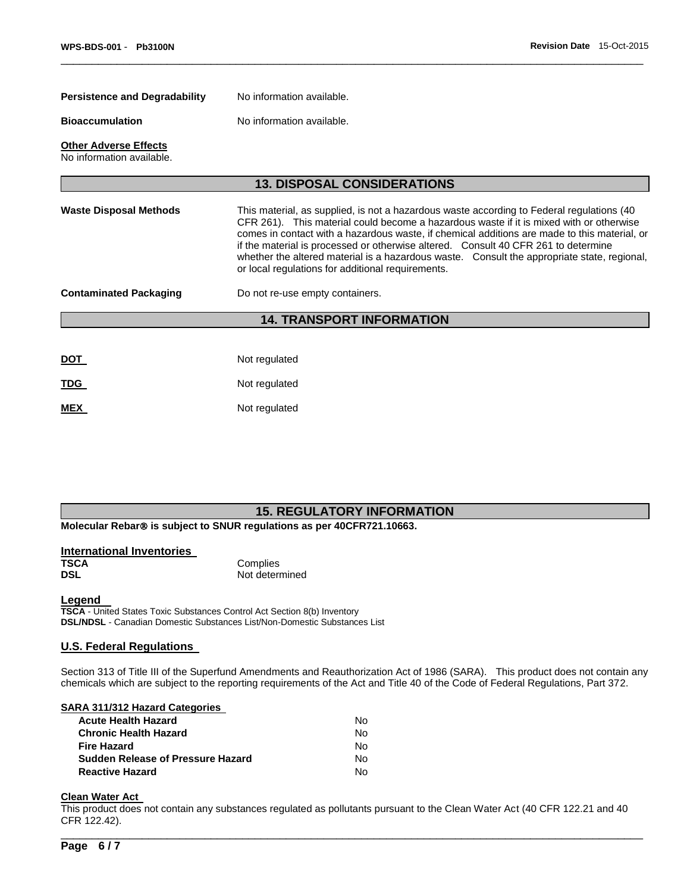**Persistence and Degradability** No information available.

**Bioaccumulation** No information available.

**Other Adverse Effects**
No information available.

## 13. DISPOSAL CONSIDERATIONS

**Waste Disposal Methods** This material, as supplied, is not a hazardous waste according to Federal regulations (40 CFR 261). This material could become a hazardous waste if it is mixed with or otherwise comes in contact with a hazardous waste, if chemical additions are made to this material, or if the material is processed or otherwise altered. Consult 40 CFR 261 to determine whether the altered material is a hazardous waste. Consult the appropriate state, regional, or local regulations for additional requirements.

**Contaminated Packaging** Do not re-use empty containers.

## 14. TRANSPORT INFORMATION

**DOT** Not regulated

**TDG** Not regulated

**MEX** Not regulated

## 15. REGULATORY INFORMATION

**Molecular Rebar® is subject to SNUR regulations as per 40CFR721.10663.**

### International Inventories

| | |
|---|---|
| **TSCA** | Complies |
| **DSL** | Not determined |

### Legend

**TSCA** - United States Toxic Substances Control Act Section 8(b) Inventory
**DSL/NDSL** - Canadian Domestic Substances List/Non-Domestic Substances List

### U.S. Federal Regulations

Section 313 of Title III of the Superfund Amendments and Reauthorization Act of 1986 (SARA). This product does not contain any chemicals which are subject to the reporting requirements of the Act and Title 40 of the Code of Federal Regulations, Part 372.

**SARA 311/312 Hazard Categories**

| | |
|---|---|
| **Acute Health Hazard** | No |
| **Chronic Health Hazard** | No |
| **Fire Hazard** | No |
| **Sudden Release of Pressure Hazard** | No |
| **Reactive Hazard** | No |

**Clean Water Act**
This product does not contain any substances regulated as pollutants pursuant to the Clean Water Act (40 CFR 122.21 and 40 CFR 122.42).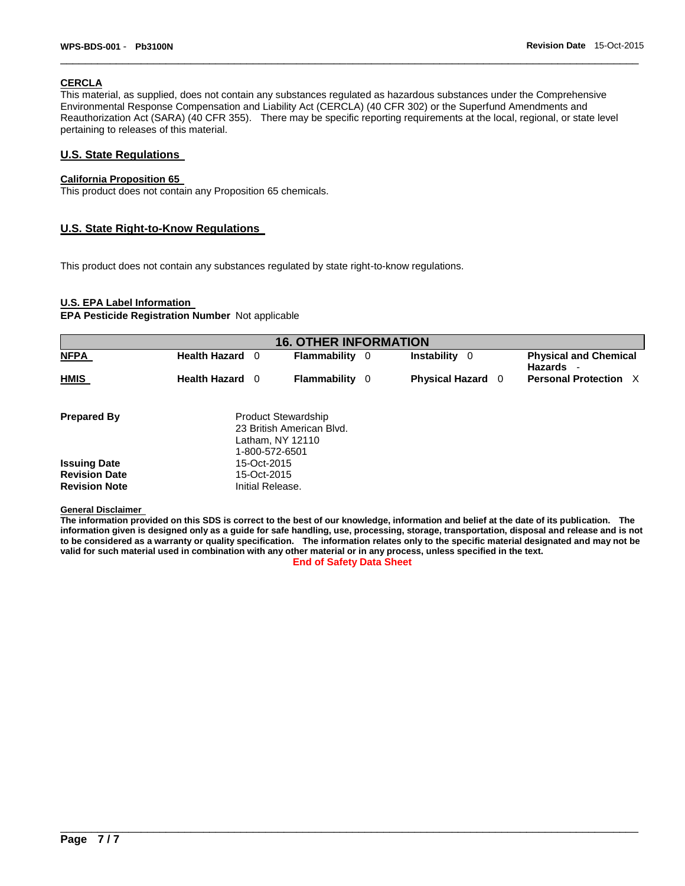### CERCLA

This material, as supplied, does not contain any substances regulated as hazardous substances under the Comprehensive Environmental Response Compensation and Liability Act (CERCLA) (40 CFR 302) or the Superfund Amendments and Reauthorization Act (SARA) (40 CFR 355). There may be specific reporting requirements at the local, regional, or state level pertaining to releases of this material.

## U.S. State Regulations

### California Proposition 65

This product does not contain any Proposition 65 chemicals.

## U.S. State Right-to-Know Regulations

This product does not contain any substances regulated by state right-to-know regulations.

### U.S. EPA Label Information

**EPA Pesticide Registration Number** Not applicable

## 16. OTHER INFORMATION

| | | | | |
|---|---|---|---|---|
| **NFPA** | **Health Hazard** 0 | **Flammability** 0 | **Instability** 0 | **Physical and Chemical Hazards** - |
| **HMIS** | **Health Hazard** 0 | **Flammability** 0 | **Physical Hazard** 0 | **Personal Protection** X |

**Prepared By**
Product Stewardship
23 British American Blvd.
Latham, NY 12110
1-800-572-6501

**Issuing Date** 15-Oct-2015
**Revision Date** 15-Oct-2015
**Revision Note** Initial Release.

### General Disclaimer

**The information provided on this SDS is correct to the best of our knowledge, information and belief at the date of its publication. The information given is designed only as a guide for safe handling, use, processing, storage, transportation, disposal and release and is not to be considered as a warranty or quality specification. The information relates only to the specific material designated and may not be valid for such material used in combination with any other material or in any process, unless specified in the text.**

**End of Safety Data Sheet**